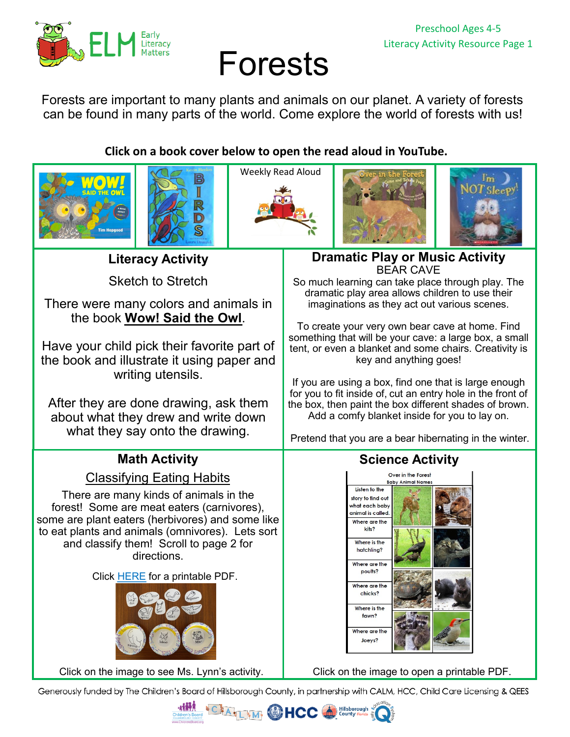Preschool Ages 4-5
Literacy Activity Resource Page 1

# Forests

Forests are important to many plants and animals on our planet. A variety of forests can be found in many parts of the world. Come explore the world of forests with us!

**Click on a book cover below to open the read aloud in YouTube.**

Weekly Read Aloud

## Literacy Activity

Sketch to Stretch

There were many colors and animals in the book **Wow! Said the Owl**.

Have your child pick their favorite part of the book and illustrate it using paper and writing utensils.

After they are done drawing, ask them about what they drew and write down what they say onto the drawing.

## Dramatic Play or Music Activity

BEAR CAVE

So much learning can take place through play. The dramatic play area allows children to use their imaginations as they act out various scenes.

To create your very own bear cave at home. Find something that will be your cave: a large box, a small tent, or even a blanket and some chairs. Creativity is key and anything goes!

If you are using a box, find one that is large enough for you to fit inside of, cut an entry hole in the front of the box, then paint the box different shades of brown. Add a comfy blanket inside for you to lay on.

Pretend that you are a bear hibernating in the winter.

## Math Activity

Classifying Eating Habits

There are many kinds of animals in the forest! Some are meat eaters (carnivores), some are plant eaters (herbivores) and some like to eat plants and animals (omnivores). Lets sort and classify them! Scroll to page 2 for directions.

Click HERE for a printable PDF.

Click on the image to see Ms. Lynn's activity.

## Science Activity

Over in the Forest
Baby Animal Names

| Listen to the story to find out what each baby animal is called. |
|---|
| Where are the kits? |
| Where is the hatchling? |
| Where are the poults? |
| Where are the chicks? |
| Where is the fawn? |
| Where are the Joeys? |

Click on the image to open a printable PDF.

Generously funded by The Children's Board of Hillsborough County, in partnership with CALM, HCC, Child Care Licensing & QEES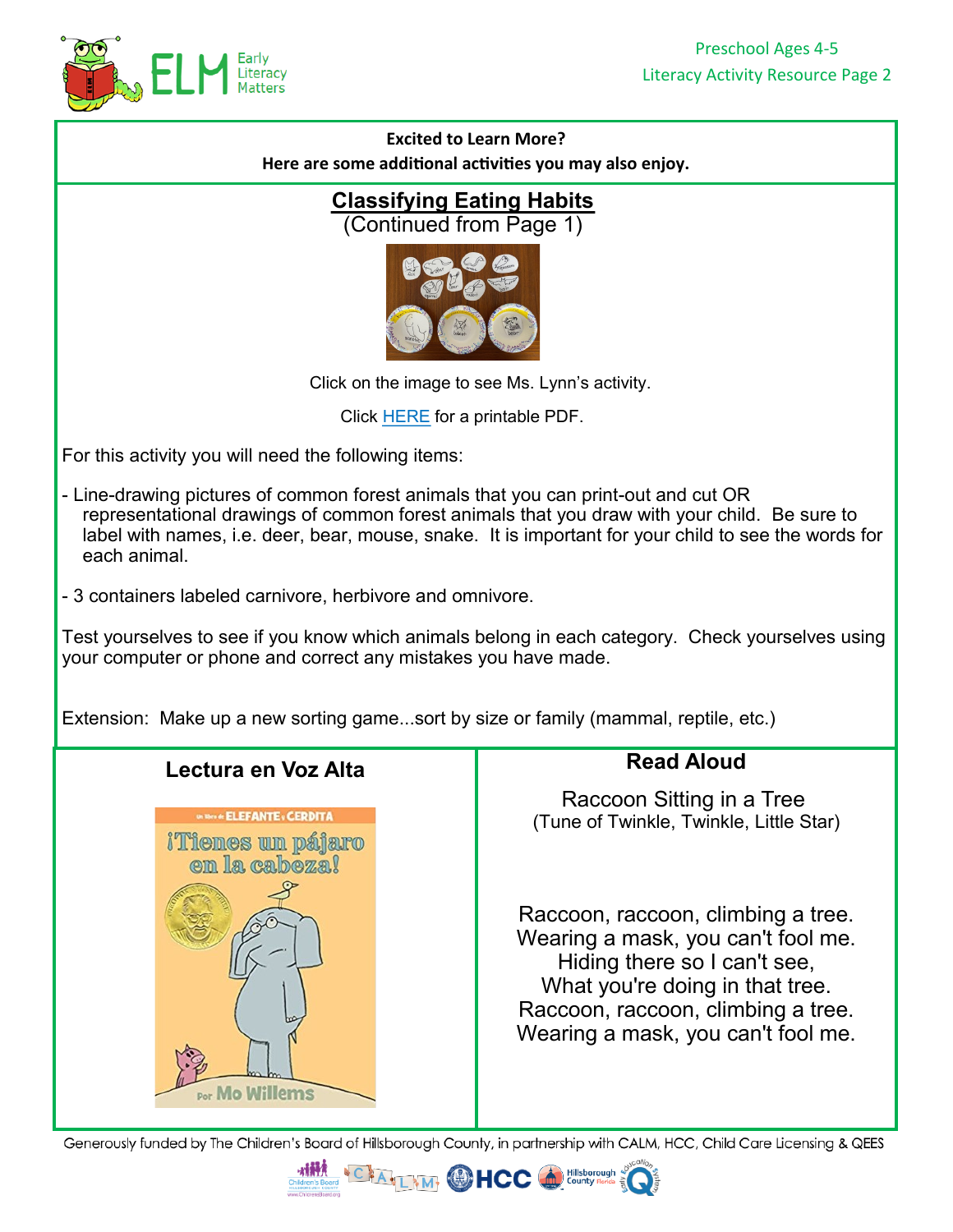Excited to Learn More?

Here are some additional activities you may also enjoy.

## Classifying Eating Habits

(Continued from Page 1)

Click on the image to see Ms. Lynn's activity.

Click HERE for a printable PDF.

For this activity you will need the following items:

- Line-drawing pictures of common forest animals that you can print-out and cut OR representational drawings of common forest animals that you draw with your child. Be sure to label with names, i.e. deer, bear, mouse, snake. It is important for your child to see the words for each animal.
- 3 containers labeled carnivore, herbivore and omnivore.

Test yourselves to see if you know which animals belong in each category. Check yourselves using your computer or phone and correct any mistakes you have made.

Extension: Make up a new sorting game...sort by size or family (mammal, reptile, etc.)

## Lectura en Voz Alta

un libro de ELEFANTE y CERDITA

¡Tienes un pájaro en la cabeza!

Por Mo Willems

## Read Aloud

Raccoon Sitting in a Tree

(Tune of Twinkle, Twinkle, Little Star)

Raccoon, raccoon, climbing a tree.
Wearing a mask, you can't fool me.
Hiding there so I can't see,
What you're doing in that tree.
Raccoon, raccoon, climbing a tree.
Wearing a mask, you can't fool me.

Generously funded by The Children's Board of Hillsborough County, in partnership with CALM, HCC, Child Care Licensing & QEES